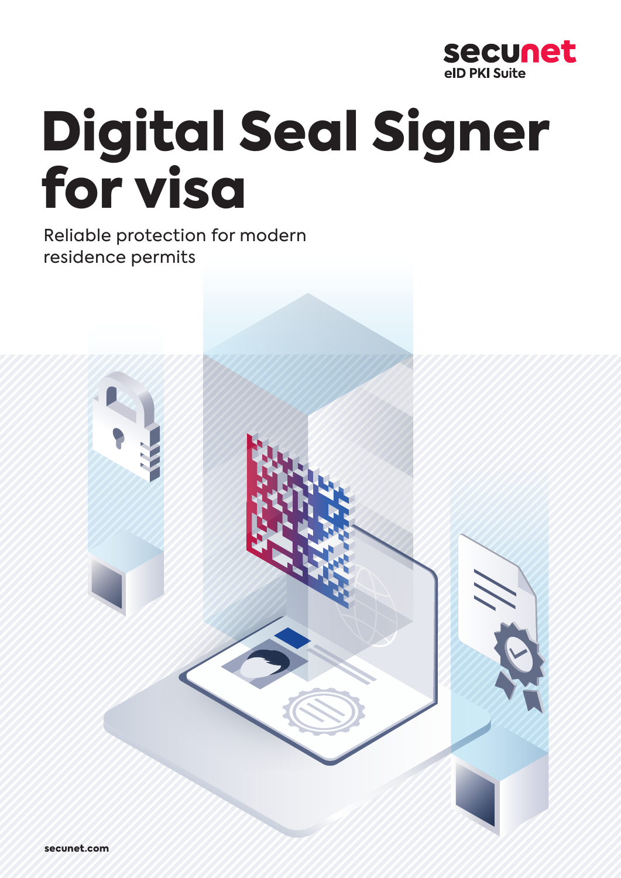secunet
eID PKI Suite

# Digital Seal Signer for visa

Reliable protection for modern residence permits

secunet.com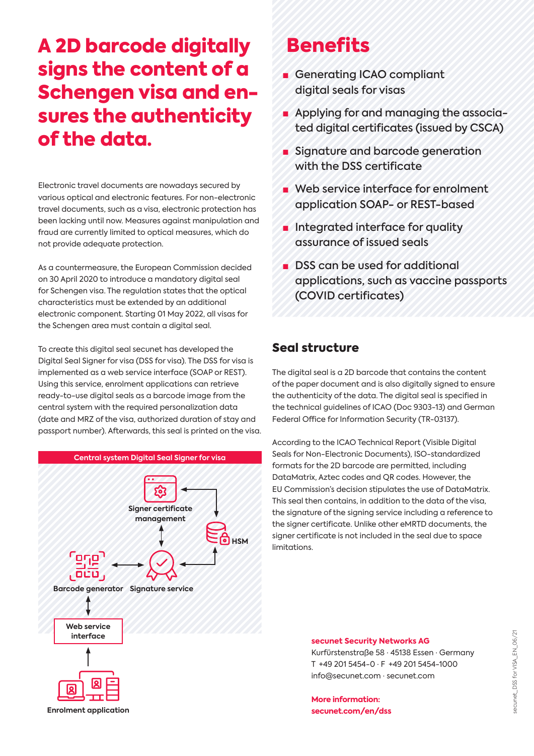# A 2D barcode digitally signs the content of a Schengen visa and ensures the authenticity of the data.

Electronic travel documents are nowadays secured by various optical and electronic features. For non-electronic travel documents, such as a visa, electronic protection has been lacking until now. Measures against manipulation and fraud are currently limited to optical measures, which do not provide adequate protection.

As a countermeasure, the European Commission decided on 30 April 2020 to introduce a mandatory digital seal for Schengen visa. The regulation states that the optical characteristics must be extended by an additional electronic component. Starting 01 May 2022, all visas for the Schengen area must contain a digital seal.

To create this digital seal secunet has developed the Digital Seal Signer for visa (DSS for visa). The DSS for visa is implemented as a web service interface (SOAP or REST). Using this service, enrolment applications can retrieve ready-to-use digital seals as a barcode image from the central system with the required personalization data (date and MRZ of the visa, authorized duration of stay and passport number). Afterwards, this seal is printed on the visa.

Central system Digital Seal Signer for visa

Signer certificate management

HSM

Barcode generator

Signature service

Web service interface

Enrolment application

# Benefits

- Generating ICAO compliant digital seals for visas
- Applying for and managing the associated digital certificates (issued by CSCA)
- Signature and barcode generation with the DSS certificate
- Web service interface for enrolment application SOAP- or REST-based
- Integrated interface for quality assurance of issued seals
- DSS can be used for additional applications, such as vaccine passports (COVID certificates)

## Seal structure

The digital seal is a 2D barcode that contains the content of the paper document and is also digitally signed to ensure the authenticity of the data. The digital seal is specified in the technical guidelines of ICAO (Doc 9303-13) and German Federal Office for Information Security (TR-03137).

According to the ICAO Technical Report (Visible Digital Seals for Non-Electronic Documents), ISO-standardized formats for the 2D barcode are permitted, including DataMatrix, Aztec codes and QR codes. However, the EU Commission's decision stipulates the use of DataMatrix. This seal then contains, in addition to the data of the visa, the signature of the signing service including a reference to the signer certificate. Unlike other eMRTD documents, the signer certificate is not included in the seal due to space limitations.

**secunet Security Networks AG**
Kurfürstenstraße 58 · 45138 Essen · Germany
T +49 201 5454-0 · F +49 201 5454-1000
info@secunet.com · secunet.com

**More information:**
**secunet.com/en/dss**

secunet_DSS for VISA_EN_06/21